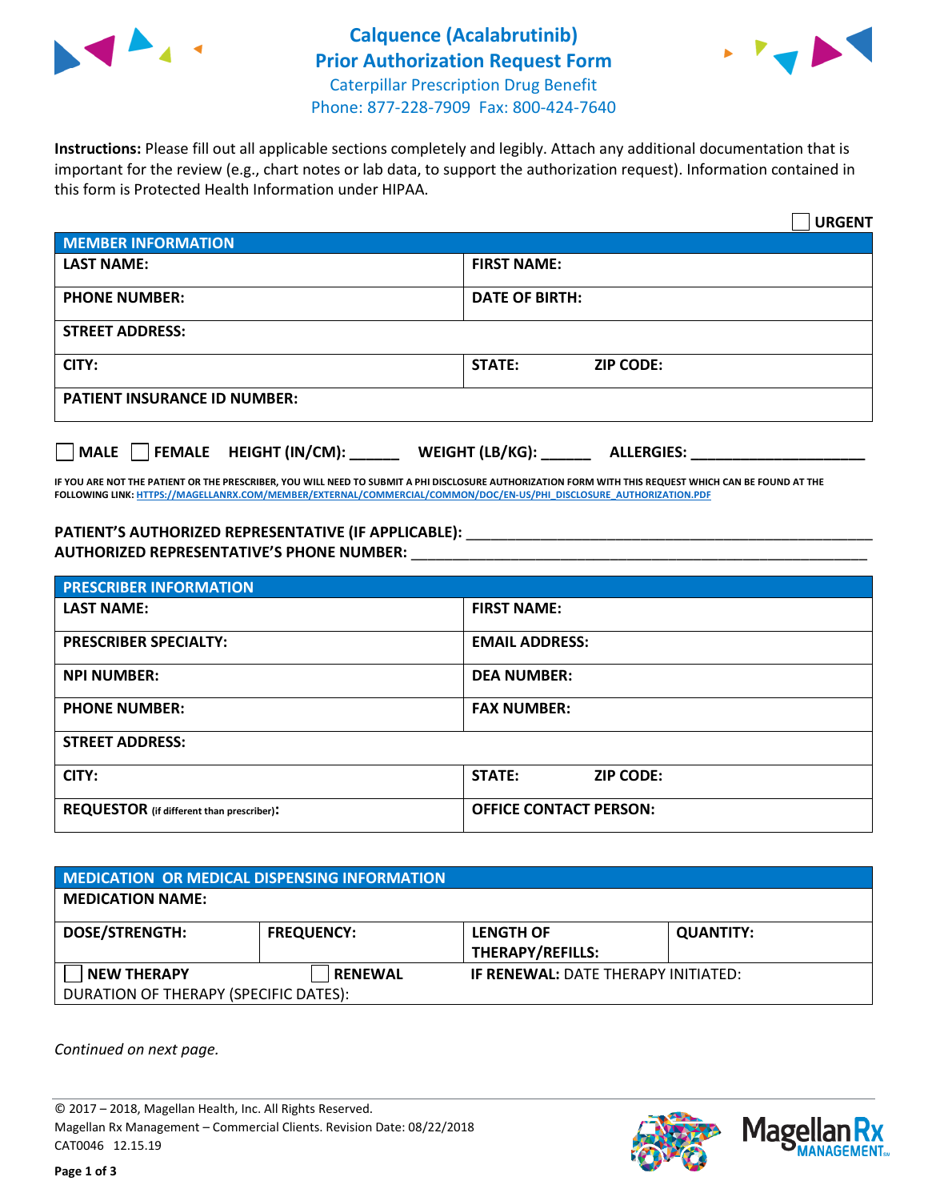# Calquence (Acalabrutinib) Prior Authorization Request Form

Caterpillar Prescription Drug Benefit
Phone: 877-228-7909 Fax: 800-424-7640

**Instructions:** Please fill out all applicable sections completely and legibly. Attach any additional documentation that is important for the review (e.g., chart notes or lab data, to support the authorization request). Information contained in this form is Protected Health Information under HIPAA.

☐ **URGENT**

| MEMBER INFORMATION | |
|---|---|
| **LAST NAME:** | **FIRST NAME:** |
| **PHONE NUMBER:** | **DATE OF BIRTH:** |
| **STREET ADDRESS:** | |
| **CITY:** | **STATE:** **ZIP CODE:** |
| **PATIENT INSURANCE ID NUMBER:** | |

☐ **MALE** ☐ **FEMALE** **HEIGHT (IN/CM):** ______ **WEIGHT (LB/KG):** ______ **ALLERGIES:** ____________________

**IF YOU ARE NOT THE PATIENT OR THE PRESCRIBER, YOU WILL NEED TO SUBMIT A PHI DISCLOSURE AUTHORIZATION FORM WITH THIS REQUEST WHICH CAN BE FOUND AT THE FOLLOWING LINK: HTTPS://MAGELLANRX.COM/MEMBER/EXTERNAL/COMMERCIAL/COMMON/DOC/EN-US/PHI_DISCLOSURE_AUTHORIZATION.PDF**

**PATIENT'S AUTHORIZED REPRESENTATIVE (IF APPLICABLE):** ____________________________________________
**AUTHORIZED REPRESENTATIVE'S PHONE NUMBER:** ____________________________________________

| PRESCRIBER INFORMATION | |
|---|---|
| **LAST NAME:** | **FIRST NAME:** |
| **PRESCRIBER SPECIALTY:** | **EMAIL ADDRESS:** |
| **NPI NUMBER:** | **DEA NUMBER:** |
| **PHONE NUMBER:** | **FAX NUMBER:** |
| **STREET ADDRESS:** | |
| **CITY:** | **STATE:** **ZIP CODE:** |
| **REQUESTOR** (if different than prescriber): | **OFFICE CONTACT PERSON:** |

| MEDICATION OR MEDICAL DISPENSING INFORMATION | | | |
|---|---|---|---|
| **MEDICATION NAME:** | | | |
| **DOSE/STRENGTH:** | **FREQUENCY:** | **LENGTH OF THERAPY/REFILLS:** | **QUANTITY:** |
| ☐ **NEW THERAPY** | ☐ **RENEWAL** | **IF RENEWAL:** DATE THERAPY INITIATED: | |
| DURATION OF THERAPY (SPECIFIC DATES): | | | |

*Continued on next page.*

© 2017 – 2018, Magellan Health, Inc. All Rights Reserved.
Magellan Rx Management – Commercial Clients. Revision Date: 08/22/2018
CAT0046 12.15.19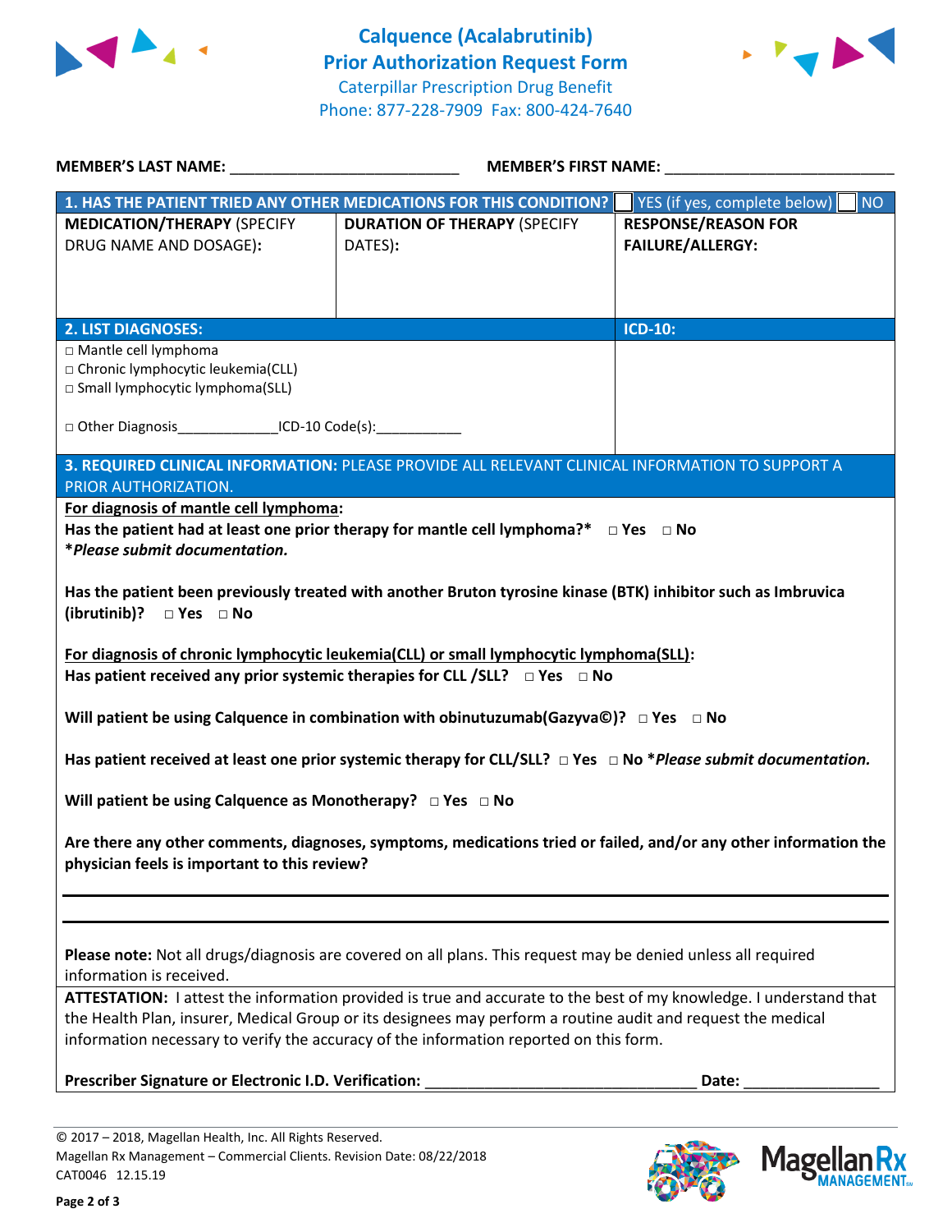# Calquence (Acalabrutinib) Prior Authorization Request Form

Caterpillar Prescription Drug Benefit

Phone: 877-228-7909 Fax: 800-424-7640

**MEMBER'S LAST NAME:** ___________________________ **MEMBER'S FIRST NAME:** ___________________________

| **1. HAS THE PATIENT TRIED ANY OTHER MEDICATIONS FOR THIS CONDITION?** | | ☐ YES (if yes, complete below) ☐ NO |
|---|---|---|
| **MEDICATION/THERAPY** (SPECIFY DRUG NAME AND DOSAGE): | **DURATION OF THERAPY** (SPECIFY DATES): | **RESPONSE/REASON FOR FAILURE/ALLERGY:** |
| | | |

| **2. LIST DIAGNOSES:** | **ICD-10:** |
|---|---|
| □ Mantle cell lymphoma<br>□ Chronic lymphocytic leukemia(CLL)<br>□ Small lymphocytic lymphoma(SLL)<br><br>□ Other Diagnosis_____________ICD-10 Code(s):___________ | |

**3. REQUIRED CLINICAL INFORMATION:** PLEASE PROVIDE ALL RELEVANT CLINICAL INFORMATION TO SUPPORT A PRIOR AUTHORIZATION.

**For diagnosis of mantle cell lymphoma:**

**Has the patient had at least one prior therapy for mantle cell lymphoma?*** □ **Yes** □ **No**

****Please submit documentation.***

**Has the patient been previously treated with another Bruton tyrosine kinase (BTK) inhibitor such as Imbruvica (ibrutinib)?** □ **Yes** □ **No**

**For diagnosis of chronic lymphocytic leukemia(CLL) or small lymphocytic lymphoma(SLL):**

**Has patient received any prior systemic therapies for CLL /SLL?** □ **Yes** □ **No**

**Will patient be using Calquence in combination with obinutuzumab(Gazyva©)?** □ **Yes** □ **No**

**Has patient received at least one prior systemic therapy for CLL/SLL?** □ **Yes** □ **No** ****Please submit documentation.***

**Will patient be using Calquence as Monotherapy?** □ **Yes** □ **No**

**Are there any other comments, diagnoses, symptoms, medications tried or failed, and/or any other information the physician feels is important to this review?**

_______________________________________________________________________________

_______________________________________________________________________________

**Please note:** Not all drugs/diagnosis are covered on all plans. This request may be denied unless all required information is received.

**ATTESTATION:** I attest the information provided is true and accurate to the best of my knowledge. I understand that the Health Plan, insurer, Medical Group or its designees may perform a routine audit and request the medical information necessary to verify the accuracy of the information reported on this form.

**Prescriber Signature or Electronic I.D. Verification:** ________________________________ **Date:** ________________

© 2017 – 2018, Magellan Health, Inc. All Rights Reserved.
Magellan Rx Management – Commercial Clients. Revision Date: 08/22/2018
CAT0046 12.15.19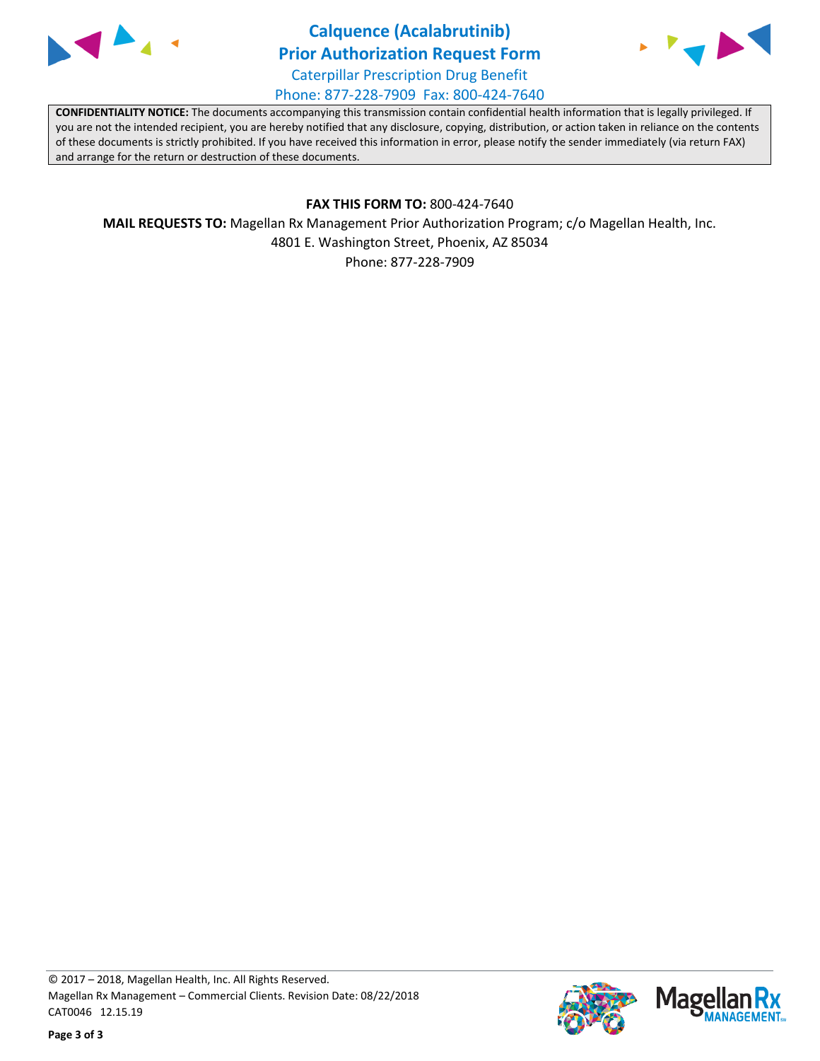# Calquence (Acalabrutinib) Prior Authorization Request Form

Caterpillar Prescription Drug Benefit

Phone: 877-228-7909 Fax: 800-424-7640

**CONFIDENTIALITY NOTICE:** The documents accompanying this transmission contain confidential health information that is legally privileged. If you are not the intended recipient, you are hereby notified that any disclosure, copying, distribution, or action taken in reliance on the contents of these documents is strictly prohibited. If you have received this information in error, please notify the sender immediately (via return FAX) and arrange for the return or destruction of these documents.

**FAX THIS FORM TO:** 800-424-7640

**MAIL REQUESTS TO:** Magellan Rx Management Prior Authorization Program; c/o Magellan Health, Inc.
4801 E. Washington Street, Phoenix, AZ 85034
Phone: 877-228-7909

© 2017 – 2018, Magellan Health, Inc. All Rights Reserved.
Magellan Rx Management – Commercial Clients. Revision Date: 08/22/2018
CAT0046 12.15.19